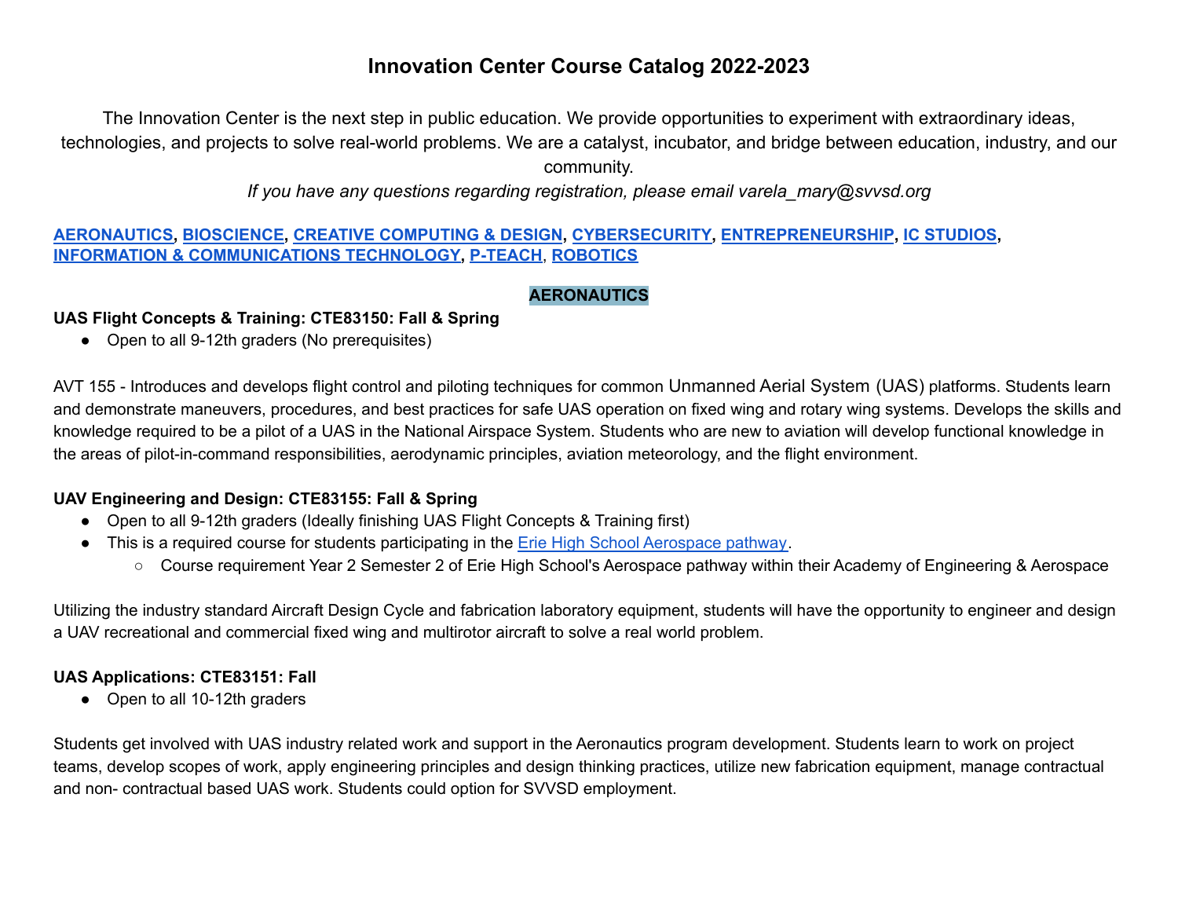# Innovation Center Course Catalog 2022-2023

The Innovation Center is the next step in public education. We provide opportunities to experiment with extraordinary ideas, technologies, and projects to solve real-world problems. We are a catalyst, incubator, and bridge between education, industry, and our community.

*If you have any questions regarding registration, please email varela_mary@svvsd.org*

**AERONAUTICS**, **BIOSCIENCE**, **CREATIVE COMPUTING & DESIGN**, **CYBERSECURITY**, **ENTREPRENEURSHIP**, **IC STUDIOS**, **INFORMATION & COMMUNICATIONS TECHNOLOGY**, **P-TEACH**, **ROBOTICS**

## AERONAUTICS

### UAS Flight Concepts & Training: CTE83150: Fall & Spring

- Open to all 9-12th graders (No prerequisites)

AVT 155 - Introduces and develops flight control and piloting techniques for common Unmanned Aerial System (UAS) platforms. Students learn and demonstrate maneuvers, procedures, and best practices for safe UAS operation on fixed wing and rotary wing systems. Develops the skills and knowledge required to be a pilot of a UAS in the National Airspace System. Students who are new to aviation will develop functional knowledge in the areas of pilot-in-command responsibilities, aerodynamic principles, aviation meteorology, and the flight environment.

### UAV Engineering and Design: CTE83155: Fall & Spring

- Open to all 9-12th graders (Ideally finishing UAS Flight Concepts & Training first)
- This is a required course for students participating in the Erie High School Aerospace pathway.
  - Course requirement Year 2 Semester 2 of Erie High School's Aerospace pathway within their Academy of Engineering & Aerospace

Utilizing the industry standard Aircraft Design Cycle and fabrication laboratory equipment, students will have the opportunity to engineer and design a UAV recreational and commercial fixed wing and multirotor aircraft to solve a real world problem.

### UAS Applications: CTE83151: Fall

- Open to all 10-12th graders

Students get involved with UAS industry related work and support in the Aeronautics program development. Students learn to work on project teams, develop scopes of work, apply engineering principles and design thinking practices, utilize new fabrication equipment, manage contractual and non- contractual based UAS work. Students could option for SVVSD employment.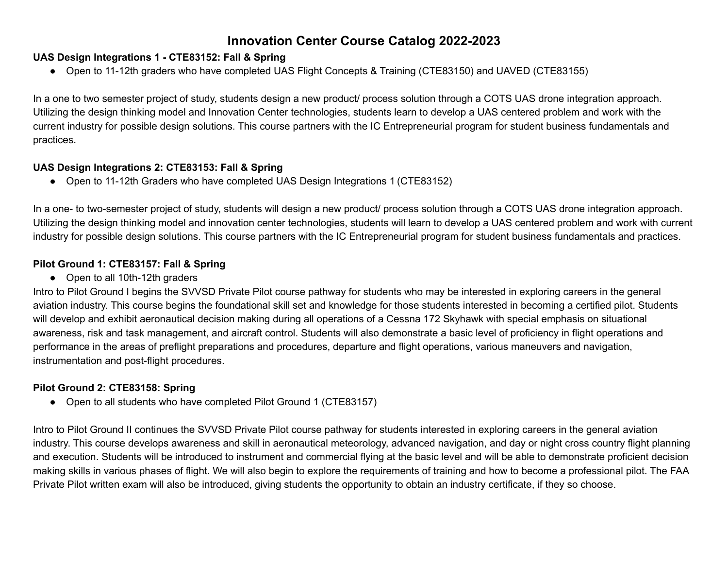# Innovation Center Course Catalog 2022-2023

**UAS Design Integrations 1 - CTE83152: Fall & Spring**

- Open to 11-12th graders who have completed UAS Flight Concepts & Training (CTE83150) and UAVED (CTE83155)

In a one to two semester project of study, students design a new product/ process solution through a COTS UAS drone integration approach. Utilizing the design thinking model and Innovation Center technologies, students learn to develop a UAS centered problem and work with the current industry for possible design solutions. This course partners with the IC Entrepreneurial program for student business fundamentals and practices.

**UAS Design Integrations 2: CTE83153: Fall & Spring**

- Open to 11-12th Graders who have completed UAS Design Integrations 1 (CTE83152)

In a one- to two-semester project of study, students will design a new product/ process solution through a COTS UAS drone integration approach. Utilizing the design thinking model and innovation center technologies, students will learn to develop a UAS centered problem and work with current industry for possible design solutions. This course partners with the IC Entrepreneurial program for student business fundamentals and practices.

**Pilot Ground 1: CTE83157: Fall & Spring**

- Open to all 10th-12th graders

Intro to Pilot Ground I begins the SVVSD Private Pilot course pathway for students who may be interested in exploring careers in the general aviation industry. This course begins the foundational skill set and knowledge for those students interested in becoming a certified pilot. Students will develop and exhibit aeronautical decision making during all operations of a Cessna 172 Skyhawk with special emphasis on situational awareness, risk and task management, and aircraft control. Students will also demonstrate a basic level of proficiency in flight operations and performance in the areas of preflight preparations and procedures, departure and flight operations, various maneuvers and navigation, instrumentation and post-flight procedures.

**Pilot Ground 2: CTE83158: Spring**

- Open to all students who have completed Pilot Ground 1 (CTE83157)

Intro to Pilot Ground II continues the SVVSD Private Pilot course pathway for students interested in exploring careers in the general aviation industry. This course develops awareness and skill in aeronautical meteorology, advanced navigation, and day or night cross country flight planning and execution. Students will be introduced to instrument and commercial flying at the basic level and will be able to demonstrate proficient decision making skills in various phases of flight. We will also begin to explore the requirements of training and how to become a professional pilot. The FAA Private Pilot written exam will also be introduced, giving students the opportunity to obtain an industry certificate, if they so choose.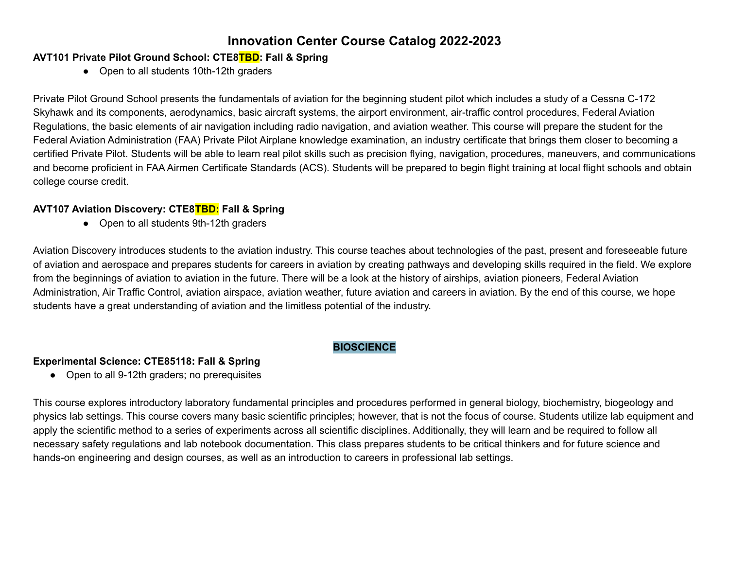# Innovation Center Course Catalog 2022-2023

**AVT101 Private Pilot Ground School: CTE8TBD: Fall & Spring**

- Open to all students 10th-12th graders

Private Pilot Ground School presents the fundamentals of aviation for the beginning student pilot which includes a study of a Cessna C-172 Skyhawk and its components, aerodynamics, basic aircraft systems, the airport environment, air-traffic control procedures, Federal Aviation Regulations, the basic elements of air navigation including radio navigation, and aviation weather. This course will prepare the student for the Federal Aviation Administration (FAA) Private Pilot Airplane knowledge examination, an industry certificate that brings them closer to becoming a certified Private Pilot. Students will be able to learn real pilot skills such as precision flying, navigation, procedures, maneuvers, and communications and become proficient in FAA Airmen Certificate Standards (ACS). Students will be prepared to begin flight training at local flight schools and obtain college course credit.

**AVT107 Aviation Discovery: CTE8TBD: Fall & Spring**

- Open to all students 9th-12th graders

Aviation Discovery introduces students to the aviation industry. This course teaches about technologies of the past, present and foreseeable future of aviation and aerospace and prepares students for careers in aviation by creating pathways and developing skills required in the field. We explore from the beginnings of aviation to aviation in the future. There will be a look at the history of airships, aviation pioneers, Federal Aviation Administration, Air Traffic Control, aviation airspace, aviation weather, future aviation and careers in aviation. By the end of this course, we hope students have a great understanding of aviation and the limitless potential of the industry.

## BIOSCIENCE

**Experimental Science: CTE85118: Fall & Spring**

- Open to all 9-12th graders; no prerequisites

This course explores introductory laboratory fundamental principles and procedures performed in general biology, biochemistry, biogeology and physics lab settings. This course covers many basic scientific principles; however, that is not the focus of course. Students utilize lab equipment and apply the scientific method to a series of experiments across all scientific disciplines. Additionally, they will learn and be required to follow all necessary safety regulations and lab notebook documentation. This class prepares students to be critical thinkers and for future science and hands-on engineering and design courses, as well as an introduction to careers in professional lab settings.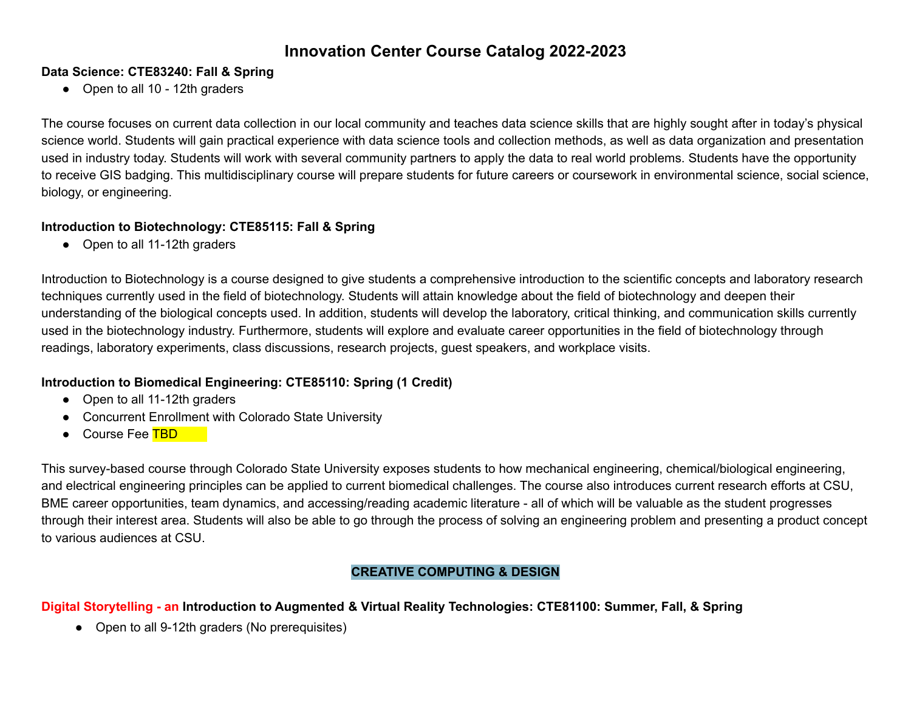# Innovation Center Course Catalog 2022-2023

**Data Science: CTE83240: Fall & Spring**

- Open to all 10 - 12th graders

The course focuses on current data collection in our local community and teaches data science skills that are highly sought after in today's physical science world. Students will gain practical experience with data science tools and collection methods, as well as data organization and presentation used in industry today. Students will work with several community partners to apply the data to real world problems. Students have the opportunity to receive GIS badging. This multidisciplinary course will prepare students for future careers or coursework in environmental science, social science, biology, or engineering.

**Introduction to Biotechnology: CTE85115: Fall & Spring**

- Open to all 11-12th graders

Introduction to Biotechnology is a course designed to give students a comprehensive introduction to the scientific concepts and laboratory research techniques currently used in the field of biotechnology. Students will attain knowledge about the field of biotechnology and deepen their understanding of the biological concepts used. In addition, students will develop the laboratory, critical thinking, and communication skills currently used in the biotechnology industry. Furthermore, students will explore and evaluate career opportunities in the field of biotechnology through readings, laboratory experiments, class discussions, research projects, guest speakers, and workplace visits.

**Introduction to Biomedical Engineering: CTE85110: Spring (1 Credit)**

- Open to all 11-12th graders
- Concurrent Enrollment with Colorado State University
- Course Fee TBD

This survey-based course through Colorado State University exposes students to how mechanical engineering, chemical/biological engineering, and electrical engineering principles can be applied to current biomedical challenges. The course also introduces current research efforts at CSU, BME career opportunities, team dynamics, and accessing/reading academic literature - all of which will be valuable as the student progresses through their interest area. Students will also be able to go through the process of solving an engineering problem and presenting a product concept to various audiences at CSU.

## CREATIVE COMPUTING & DESIGN

**Digital Storytelling - an Introduction to Augmented & Virtual Reality Technologies: CTE81100: Summer, Fall, & Spring**

- Open to all 9-12th graders (No prerequisites)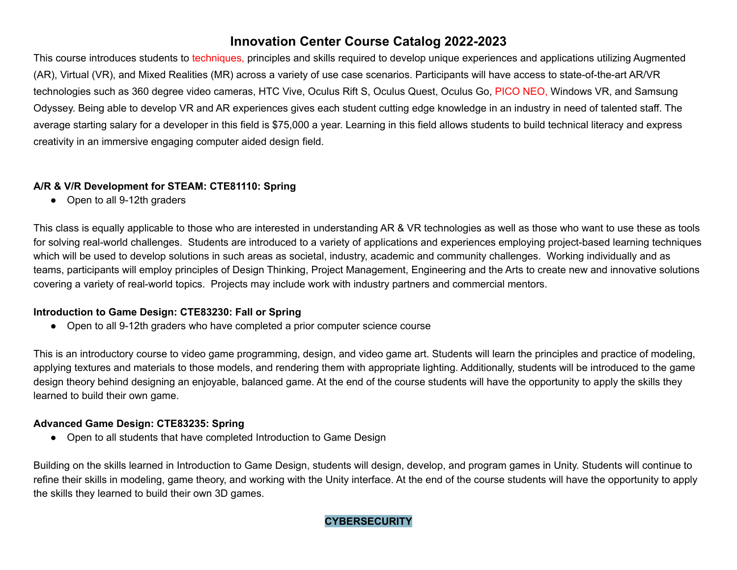# Innovation Center Course Catalog 2022-2023

This course introduces students to techniques, principles and skills required to develop unique experiences and applications utilizing Augmented (AR), Virtual (VR), and Mixed Realities (MR) across a variety of use case scenarios. Participants will have access to state-of-the-art AR/VR technologies such as 360 degree video cameras, HTC Vive, Oculus Rift S, Oculus Quest, Oculus Go, PICO NEO, Windows VR, and Samsung Odyssey. Being able to develop VR and AR experiences gives each student cutting edge knowledge in an industry in need of talented staff. The average starting salary for a developer in this field is $75,000 a year. Learning in this field allows students to build technical literacy and express creativity in an immersive engaging computer aided design field.

**A/R & V/R Development for STEAM: CTE81110: Spring**

- Open to all 9-12th graders

This class is equally applicable to those who are interested in understanding AR & VR technologies as well as those who want to use these as tools for solving real-world challenges. Students are introduced to a variety of applications and experiences employing project-based learning techniques which will be used to develop solutions in such areas as societal, industry, academic and community challenges. Working individually and as teams, participants will employ principles of Design Thinking, Project Management, Engineering and the Arts to create new and innovative solutions covering a variety of real-world topics. Projects may include work with industry partners and commercial mentors.

**Introduction to Game Design: CTE83230: Fall or Spring**

- Open to all 9-12th graders who have completed a prior computer science course

This is an introductory course to video game programming, design, and video game art. Students will learn the principles and practice of modeling, applying textures and materials to those models, and rendering them with appropriate lighting. Additionally, students will be introduced to the game design theory behind designing an enjoyable, balanced game. At the end of the course students will have the opportunity to apply the skills they learned to build their own game.

**Advanced Game Design: CTE83235: Spring**

- Open to all students that have completed Introduction to Game Design

Building on the skills learned in Introduction to Game Design, students will design, develop, and program games in Unity. Students will continue to refine their skills in modeling, game theory, and working with the Unity interface. At the end of the course students will have the opportunity to apply the skills they learned to build their own 3D games.

## CYBERSECURITY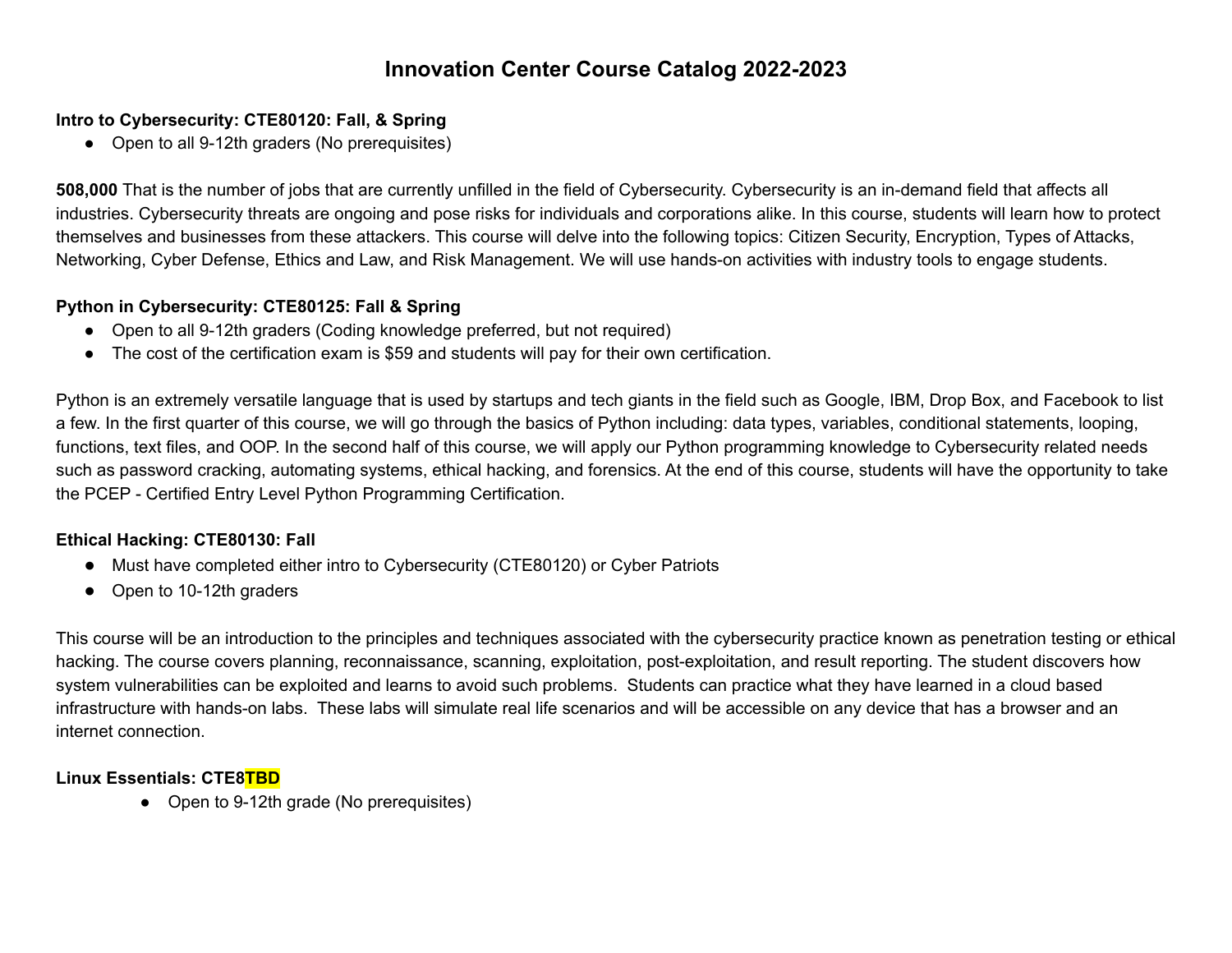# Innovation Center Course Catalog 2022-2023

**Intro to Cybersecurity: CTE80120: Fall, & Spring**

- Open to all 9-12th graders (No prerequisites)

**508,000** That is the number of jobs that are currently unfilled in the field of Cybersecurity. Cybersecurity is an in-demand field that affects all industries. Cybersecurity threats are ongoing and pose risks for individuals and corporations alike. In this course, students will learn how to protect themselves and businesses from these attackers. This course will delve into the following topics: Citizen Security, Encryption, Types of Attacks, Networking, Cyber Defense, Ethics and Law, and Risk Management. We will use hands-on activities with industry tools to engage students.

**Python in Cybersecurity: CTE80125: Fall & Spring**

- Open to all 9-12th graders (Coding knowledge preferred, but not required)
- The cost of the certification exam is $59 and students will pay for their own certification.

Python is an extremely versatile language that is used by startups and tech giants in the field such as Google, IBM, Drop Box, and Facebook to list a few. In the first quarter of this course, we will go through the basics of Python including: data types, variables, conditional statements, looping, functions, text files, and OOP. In the second half of this course, we will apply our Python programming knowledge to Cybersecurity related needs such as password cracking, automating systems, ethical hacking, and forensics. At the end of this course, students will have the opportunity to take the PCEP - Certified Entry Level Python Programming Certification.

**Ethical Hacking: CTE80130: Fall**

- Must have completed either intro to Cybersecurity (CTE80120) or Cyber Patriots
- Open to 10-12th graders

This course will be an introduction to the principles and techniques associated with the cybersecurity practice known as penetration testing or ethical hacking. The course covers planning, reconnaissance, scanning, exploitation, post-exploitation, and result reporting. The student discovers how system vulnerabilities can be exploited and learns to avoid such problems. Students can practice what they have learned in a cloud based infrastructure with hands-on labs. These labs will simulate real life scenarios and will be accessible on any device that has a browser and an internet connection.

**Linux Essentials: CTE8TBD**

- Open to 9-12th grade (No prerequisites)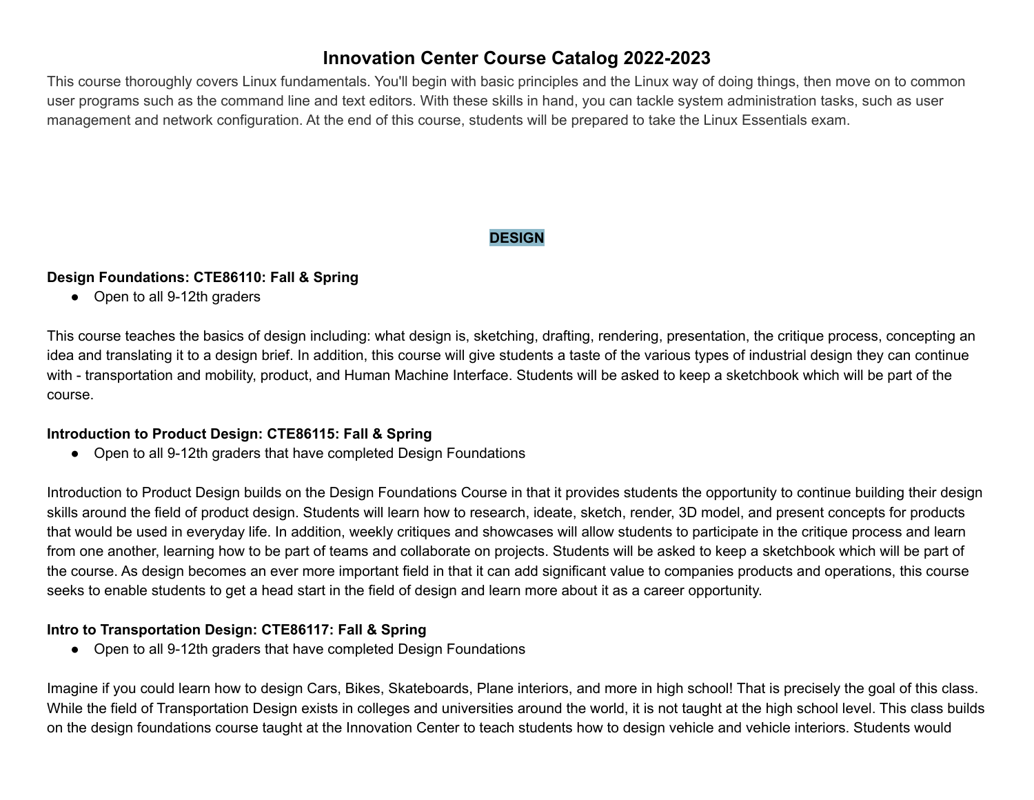# Innovation Center Course Catalog 2022-2023

This course thoroughly covers Linux fundamentals. You'll begin with basic principles and the Linux way of doing things, then move on to common user programs such as the command line and text editors. With these skills in hand, you can tackle system administration tasks, such as user management and network configuration. At the end of this course, students will be prepared to take the Linux Essentials exam.

## DESIGN

**Design Foundations: CTE86110: Fall & Spring**

- Open to all 9-12th graders

This course teaches the basics of design including: what design is, sketching, drafting, rendering, presentation, the critique process, concepting an idea and translating it to a design brief. In addition, this course will give students a taste of the various types of industrial design they can continue with - transportation and mobility, product, and Human Machine Interface. Students will be asked to keep a sketchbook which will be part of the course.

**Introduction to Product Design: CTE86115: Fall & Spring**

- Open to all 9-12th graders that have completed Design Foundations

Introduction to Product Design builds on the Design Foundations Course in that it provides students the opportunity to continue building their design skills around the field of product design. Students will learn how to research, ideate, sketch, render, 3D model, and present concepts for products that would be used in everyday life. In addition, weekly critiques and showcases will allow students to participate in the critique process and learn from one another, learning how to be part of teams and collaborate on projects. Students will be asked to keep a sketchbook which will be part of the course. As design becomes an ever more important field in that it can add significant value to companies products and operations, this course seeks to enable students to get a head start in the field of design and learn more about it as a career opportunity.

**Intro to Transportation Design: CTE86117: Fall & Spring**

- Open to all 9-12th graders that have completed Design Foundations

Imagine if you could learn how to design Cars, Bikes, Skateboards, Plane interiors, and more in high school! That is precisely the goal of this class. While the field of Transportation Design exists in colleges and universities around the world, it is not taught at the high school level. This class builds on the design foundations course taught at the Innovation Center to teach students how to design vehicle and vehicle interiors. Students would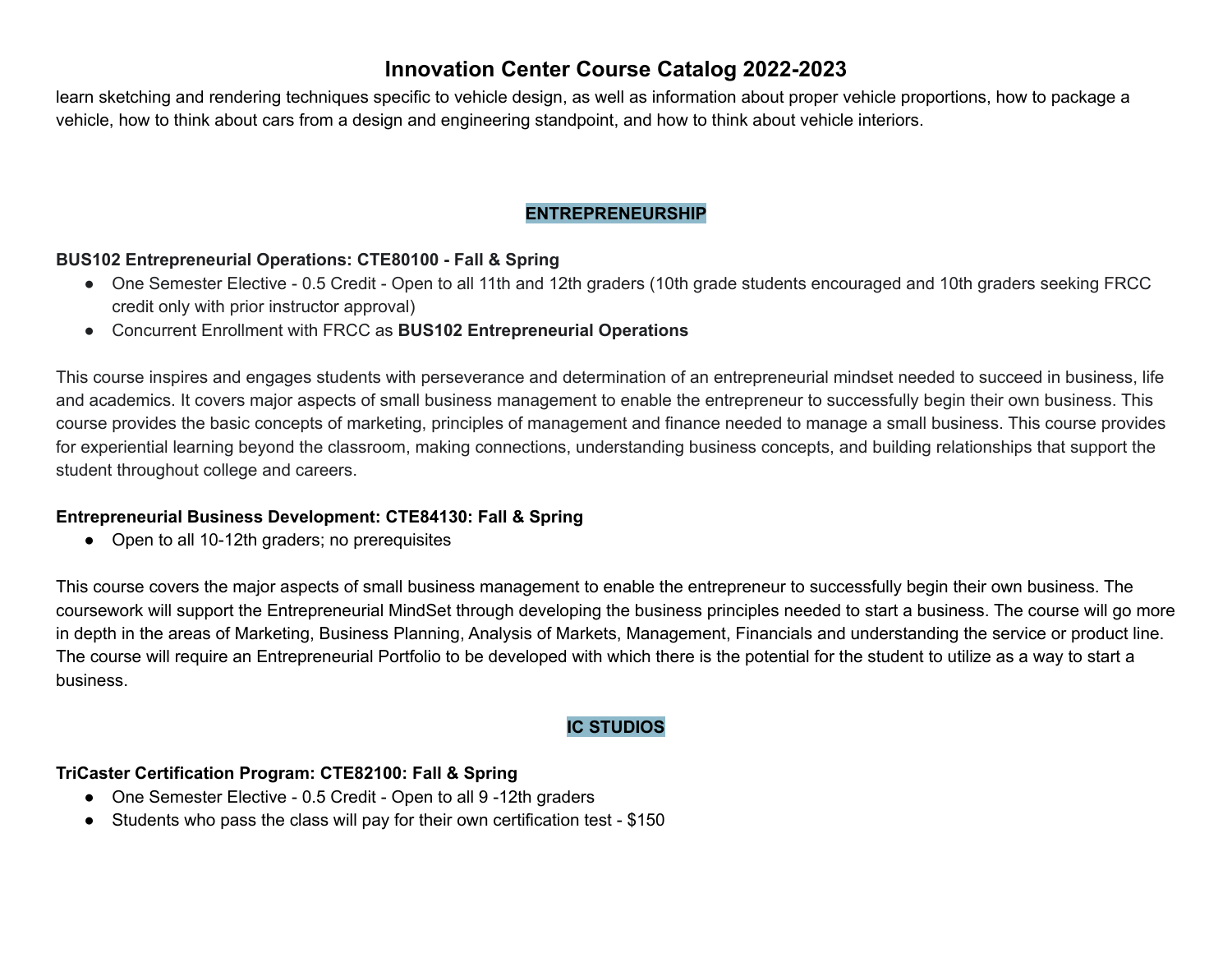learn sketching and rendering techniques specific to vehicle design, as well as information about proper vehicle proportions, how to package a vehicle, how to think about cars from a design and engineering standpoint, and how to think about vehicle interiors.

## ENTREPRENEURSHIP

**BUS102 Entrepreneurial Operations: CTE80100 - Fall & Spring**

- One Semester Elective - 0.5 Credit - Open to all 11th and 12th graders (10th grade students encouraged and 10th graders seeking FRCC credit only with prior instructor approval)
- Concurrent Enrollment with FRCC as **BUS102 Entrepreneurial Operations**

This course inspires and engages students with perseverance and determination of an entrepreneurial mindset needed to succeed in business, life and academics. It covers major aspects of small business management to enable the entrepreneur to successfully begin their own business. This course provides the basic concepts of marketing, principles of management and finance needed to manage a small business. This course provides for experiential learning beyond the classroom, making connections, understanding business concepts, and building relationships that support the student throughout college and careers.

**Entrepreneurial Business Development: CTE84130: Fall & Spring**

- Open to all 10-12th graders; no prerequisites

This course covers the major aspects of small business management to enable the entrepreneur to successfully begin their own business. The coursework will support the Entrepreneurial MindSet through developing the business principles needed to start a business. The course will go more in depth in the areas of Marketing, Business Planning, Analysis of Markets, Management, Financials and understanding the service or product line. The course will require an Entrepreneurial Portfolio to be developed with which there is the potential for the student to utilize as a way to start a business.

## IC STUDIOS

**TriCaster Certification Program: CTE82100: Fall & Spring**

- One Semester Elective - 0.5 Credit - Open to all 9 -12th graders
- Students who pass the class will pay for their own certification test - $150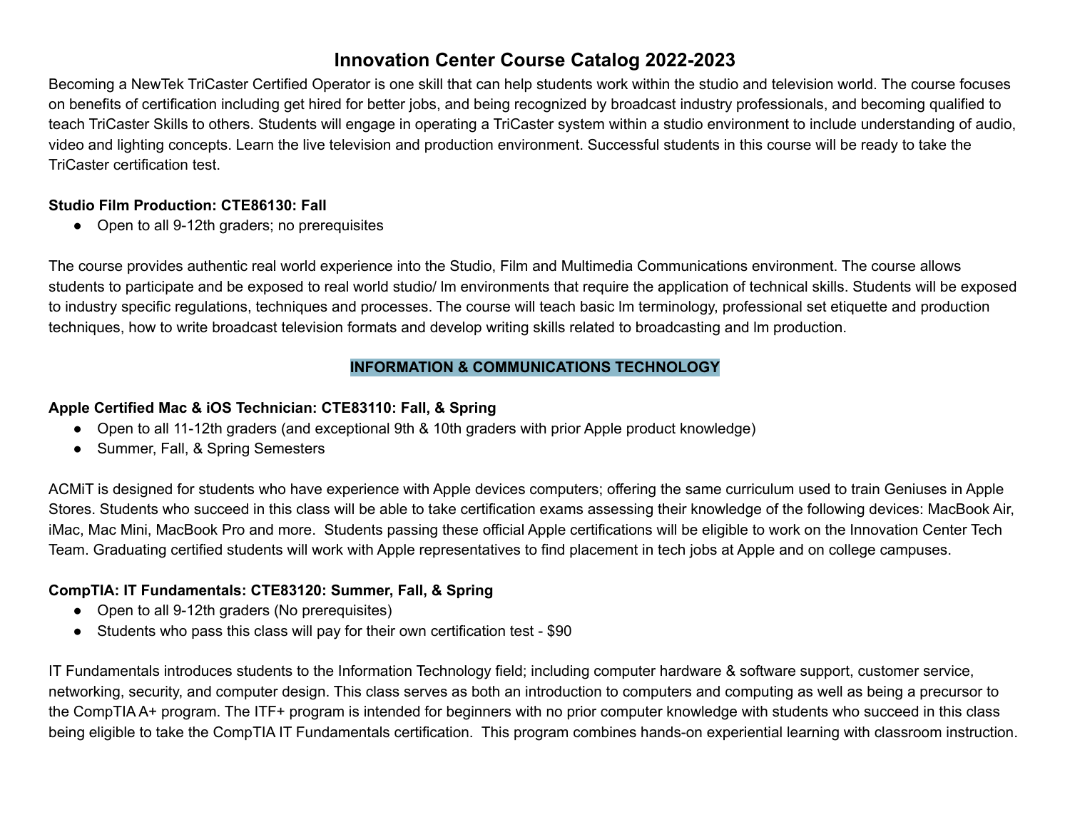# Innovation Center Course Catalog 2022-2023

Becoming a NewTek TriCaster Certified Operator is one skill that can help students work within the studio and television world. The course focuses on benefits of certification including get hired for better jobs, and being recognized by broadcast industry professionals, and becoming qualified to teach TriCaster Skills to others. Students will engage in operating a TriCaster system within a studio environment to include understanding of audio, video and lighting concepts. Learn the live television and production environment. Successful students in this course will be ready to take the TriCaster certification test.

**Studio Film Production: CTE86130: Fall**

- Open to all 9-12th graders; no prerequisites

The course provides authentic real world experience into the Studio, Film and Multimedia Communications environment. The course allows students to participate and be exposed to real world studio/ lm environments that require the application of technical skills. Students will be exposed to industry specific regulations, techniques and processes. The course will teach basic lm terminology, professional set etiquette and production techniques, how to write broadcast television formats and develop writing skills related to broadcasting and lm production.

## INFORMATION & COMMUNICATIONS TECHNOLOGY

**Apple Certified Mac & iOS Technician: CTE83110: Fall, & Spring**

- Open to all 11-12th graders (and exceptional 9th & 10th graders with prior Apple product knowledge)
- Summer, Fall, & Spring Semesters

ACMiT is designed for students who have experience with Apple devices computers; offering the same curriculum used to train Geniuses in Apple Stores. Students who succeed in this class will be able to take certification exams assessing their knowledge of the following devices: MacBook Air, iMac, Mac Mini, MacBook Pro and more. Students passing these official Apple certifications will be eligible to work on the Innovation Center Tech Team. Graduating certified students will work with Apple representatives to find placement in tech jobs at Apple and on college campuses.

**CompTIA: IT Fundamentals: CTE83120: Summer, Fall, & Spring**

- Open to all 9-12th graders (No prerequisites)
- Students who pass this class will pay for their own certification test - $90

IT Fundamentals introduces students to the Information Technology field; including computer hardware & software support, customer service, networking, security, and computer design. This class serves as both an introduction to computers and computing as well as being a precursor to the CompTIA A+ program. The ITF+ program is intended for beginners with no prior computer knowledge with students who succeed in this class being eligible to take the CompTIA IT Fundamentals certification. This program combines hands-on experiential learning with classroom instruction.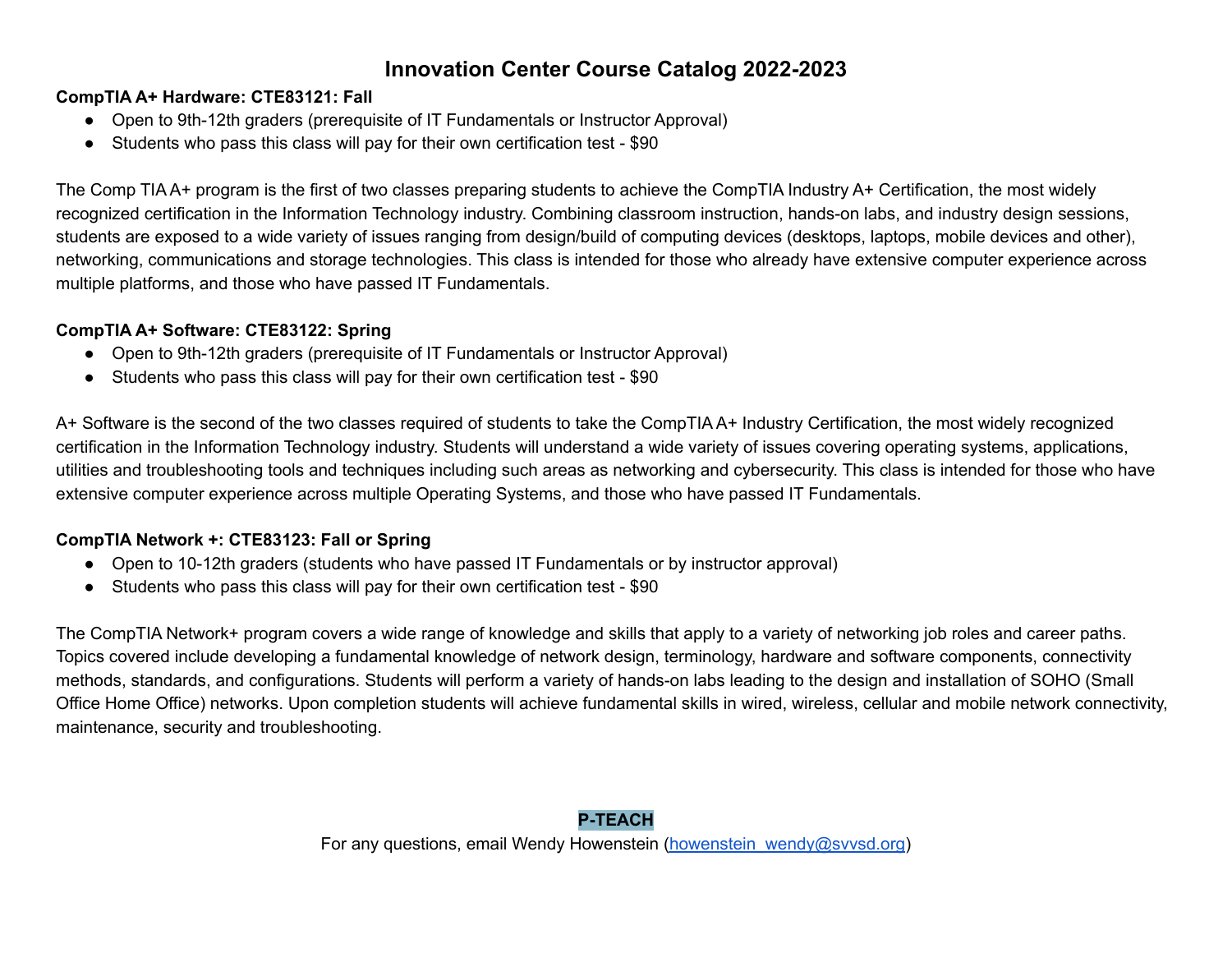# Innovation Center Course Catalog 2022-2023

**CompTIA A+ Hardware: CTE83121: Fall**

- Open to 9th-12th graders (prerequisite of IT Fundamentals or Instructor Approval)
- Students who pass this class will pay for their own certification test - $90

The Comp TIA A+ program is the first of two classes preparing students to achieve the CompTIA Industry A+ Certification, the most widely recognized certification in the Information Technology industry. Combining classroom instruction, hands-on labs, and industry design sessions, students are exposed to a wide variety of issues ranging from design/build of computing devices (desktops, laptops, mobile devices and other), networking, communications and storage technologies. This class is intended for those who already have extensive computer experience across multiple platforms, and those who have passed IT Fundamentals.

**CompTIA A+ Software: CTE83122: Spring**

- Open to 9th-12th graders (prerequisite of IT Fundamentals or Instructor Approval)
- Students who pass this class will pay for their own certification test - $90

A+ Software is the second of the two classes required of students to take the CompTIA A+ Industry Certification, the most widely recognized certification in the Information Technology industry. Students will understand a wide variety of issues covering operating systems, applications, utilities and troubleshooting tools and techniques including such areas as networking and cybersecurity. This class is intended for those who have extensive computer experience across multiple Operating Systems, and those who have passed IT Fundamentals.

**CompTIA Network +: CTE83123: Fall or Spring**

- Open to 10-12th graders (students who have passed IT Fundamentals or by instructor approval)
- Students who pass this class will pay for their own certification test - $90

The CompTIA Network+ program covers a wide range of knowledge and skills that apply to a variety of networking job roles and career paths. Topics covered include developing a fundamental knowledge of network design, terminology, hardware and software components, connectivity methods, standards, and configurations. Students will perform a variety of hands-on labs leading to the design and installation of SOHO (Small Office Home Office) networks. Upon completion students will achieve fundamental skills in wired, wireless, cellular and mobile network connectivity, maintenance, security and troubleshooting.

**P-TEACH**

For any questions, email Wendy Howenstein (howenstein_wendy@svvsd.org)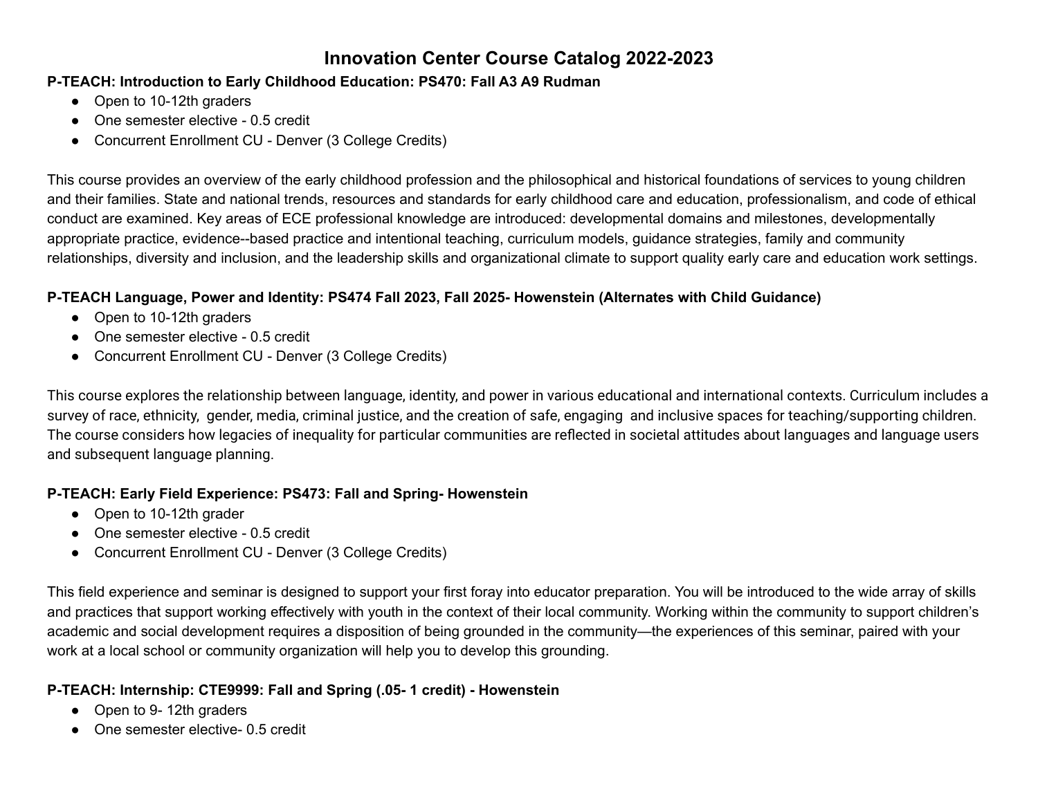# Innovation Center Course Catalog 2022-2023

**P-TEACH: Introduction to Early Childhood Education: PS470: Fall A3 A9 Rudman**

- Open to 10-12th graders
- One semester elective - 0.5 credit
- Concurrent Enrollment CU - Denver (3 College Credits)

This course provides an overview of the early childhood profession and the philosophical and historical foundations of services to young children and their families. State and national trends, resources and standards for early childhood care and education, professionalism, and code of ethical conduct are examined. Key areas of ECE professional knowledge are introduced: developmental domains and milestones, developmentally appropriate practice, evidence--based practice and intentional teaching, curriculum models, guidance strategies, family and community relationships, diversity and inclusion, and the leadership skills and organizational climate to support quality early care and education work settings.

**P-TEACH Language, Power and Identity: PS474 Fall 2023, Fall 2025- Howenstein (Alternates with Child Guidance)**

- Open to 10-12th graders
- One semester elective - 0.5 credit
- Concurrent Enrollment CU - Denver (3 College Credits)

This course explores the relationship between language, identity, and power in various educational and international contexts. Curriculum includes a survey of race, ethnicity, gender, media, criminal justice, and the creation of safe, engaging and inclusive spaces for teaching/supporting children. The course considers how legacies of inequality for particular communities are reflected in societal attitudes about languages and language users and subsequent language planning.

**P-TEACH: Early Field Experience: PS473: Fall and Spring- Howenstein**

- Open to 10-12th grader
- One semester elective - 0.5 credit
- Concurrent Enrollment CU - Denver (3 College Credits)

This field experience and seminar is designed to support your first foray into educator preparation. You will be introduced to the wide array of skills and practices that support working effectively with youth in the context of their local community. Working within the community to support children's academic and social development requires a disposition of being grounded in the community—the experiences of this seminar, paired with your work at a local school or community organization will help you to develop this grounding.

**P-TEACH: Internship: CTE9999: Fall and Spring (.05- 1 credit) - Howenstein**

- Open to 9- 12th graders
- One semester elective- 0.5 credit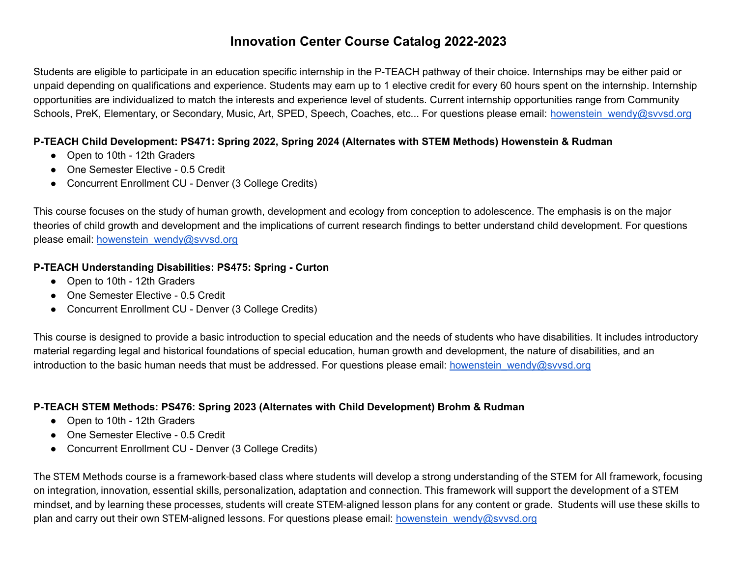# Innovation Center Course Catalog 2022-2023

Students are eligible to participate in an education specific internship in the P-TEACH pathway of their choice. Internships may be either paid or unpaid depending on qualifications and experience. Students may earn up to 1 elective credit for every 60 hours spent on the internship. Internship opportunities are individualized to match the interests and experience level of students. Current internship opportunities range from Community Schools, PreK, Elementary, or Secondary, Music, Art, SPED, Speech, Coaches, etc... For questions please email: howenstein_wendy@svvsd.org

**P-TEACH Child Development: PS471: Spring 2022, Spring 2024 (Alternates with STEM Methods) Howenstein & Rudman**

- Open to 10th - 12th Graders
- One Semester Elective - 0.5 Credit
- Concurrent Enrollment CU - Denver (3 College Credits)

This course focuses on the study of human growth, development and ecology from conception to adolescence. The emphasis is on the major theories of child growth and development and the implications of current research findings to better understand child development. For questions please email: howenstein_wendy@svvsd.org

**P-TEACH Understanding Disabilities: PS475: Spring - Curton**

- Open to 10th - 12th Graders
- One Semester Elective - 0.5 Credit
- Concurrent Enrollment CU - Denver (3 College Credits)

This course is designed to provide a basic introduction to special education and the needs of students who have disabilities. It includes introductory material regarding legal and historical foundations of special education, human growth and development, the nature of disabilities, and an introduction to the basic human needs that must be addressed. For questions please email: howenstein_wendy@svvsd.org

**P-TEACH STEM Methods: PS476: Spring 2023 (Alternates with Child Development) Brohm & Rudman**

- Open to 10th - 12th Graders
- One Semester Elective - 0.5 Credit
- Concurrent Enrollment CU - Denver (3 College Credits)

The STEM Methods course is a framework-based class where students will develop a strong understanding of the STEM for All framework, focusing on integration, innovation, essential skills, personalization, adaptation and connection. This framework will support the development of a STEM mindset, and by learning these processes, students will create STEM-aligned lesson plans for any content or grade. Students will use these skills to plan and carry out their own STEM-aligned lessons. For questions please email: howenstein_wendy@svvsd.org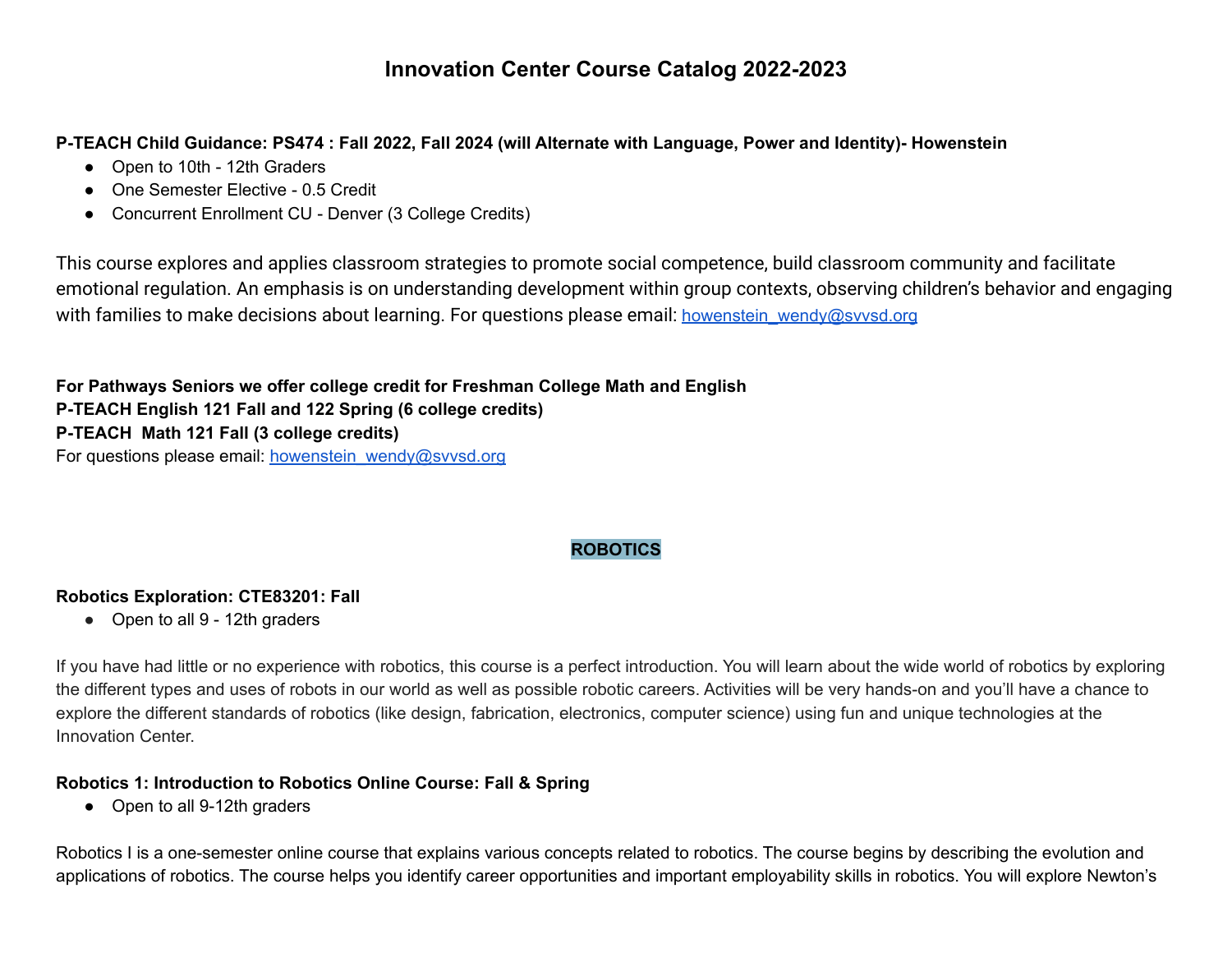# Innovation Center Course Catalog 2022-2023

**P-TEACH Child Guidance: PS474 : Fall 2022, Fall 2024 (will Alternate with Language, Power and Identity)- Howenstein**

- Open to 10th - 12th Graders
- One Semester Elective - 0.5 Credit
- Concurrent Enrollment CU - Denver (3 College Credits)

This course explores and applies classroom strategies to promote social competence, build classroom community and facilitate emotional regulation. An emphasis is on understanding development within group contexts, observing children's behavior and engaging with families to make decisions about learning. For questions please email: howenstein_wendy@svvsd.org

**For Pathways Seniors we offer college credit for Freshman College Math and English**
**P-TEACH English 121 Fall and 122 Spring (6 college credits)**
**P-TEACH Math 121 Fall (3 college credits)**
For questions please email: howenstein_wendy@svvsd.org

## ROBOTICS

**Robotics Exploration: CTE83201: Fall**

- Open to all 9 - 12th graders

If you have had little or no experience with robotics, this course is a perfect introduction. You will learn about the wide world of robotics by exploring the different types and uses of robots in our world as well as possible robotic careers. Activities will be very hands-on and you'll have a chance to explore the different standards of robotics (like design, fabrication, electronics, computer science) using fun and unique technologies at the Innovation Center.

**Robotics 1: Introduction to Robotics Online Course: Fall & Spring**

- Open to all 9-12th graders

Robotics I is a one-semester online course that explains various concepts related to robotics. The course begins by describing the evolution and applications of robotics. The course helps you identify career opportunities and important employability skills in robotics. You will explore Newton's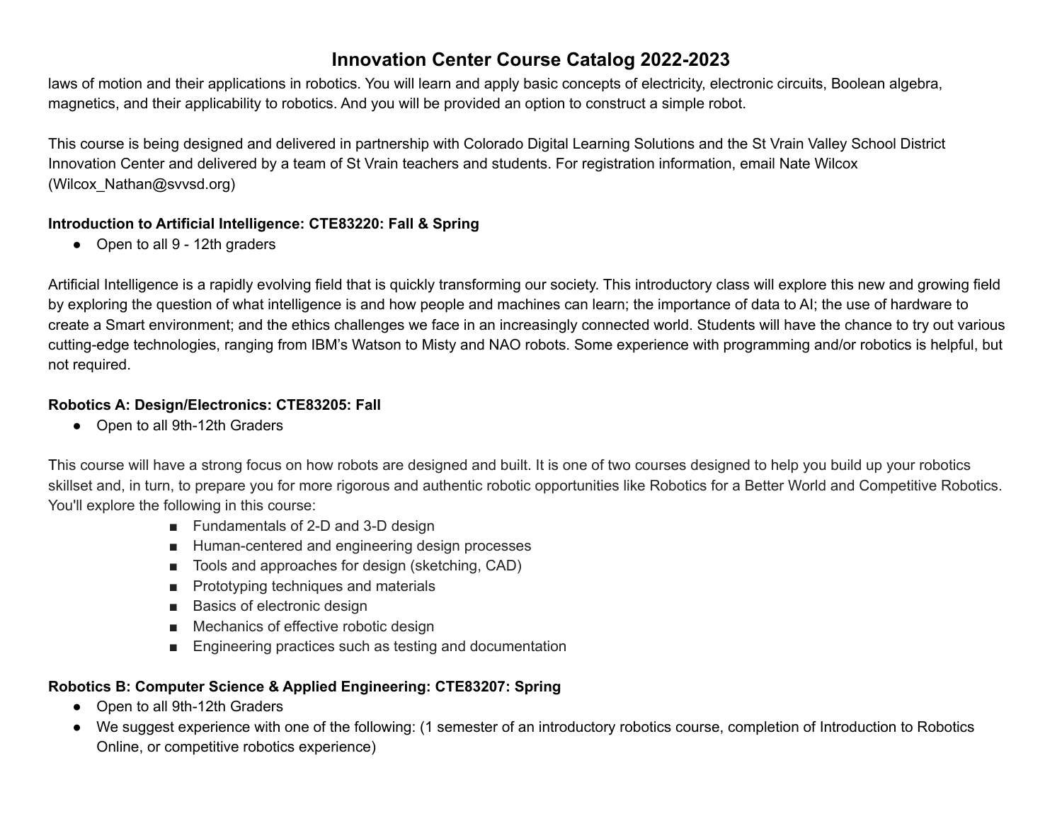laws of motion and their applications in robotics. You will learn and apply basic concepts of electricity, electronic circuits, Boolean algebra, magnetics, and their applicability to robotics. And you will be provided an option to construct a simple robot.

This course is being designed and delivered in partnership with Colorado Digital Learning Solutions and the St Vrain Valley School District Innovation Center and delivered by a team of St Vrain teachers and students. For registration information, email Nate Wilcox (Wilcox_Nathan@svvsd.org)

**Introduction to Artificial Intelligence: CTE83220: Fall & Spring**

- Open to all 9 - 12th graders

Artificial Intelligence is a rapidly evolving field that is quickly transforming our society. This introductory class will explore this new and growing field by exploring the question of what intelligence is and how people and machines can learn; the importance of data to AI; the use of hardware to create a Smart environment; and the ethics challenges we face in an increasingly connected world. Students will have the chance to try out various cutting-edge technologies, ranging from IBM's Watson to Misty and NAO robots. Some experience with programming and/or robotics is helpful, but not required.

**Robotics A: Design/Electronics: CTE83205: Fall**

- Open to all 9th-12th Graders

This course will have a strong focus on how robots are designed and built. It is one of two courses designed to help you build up your robotics skillset and, in turn, to prepare you for more rigorous and authentic robotic opportunities like Robotics for a Better World and Competitive Robotics. You'll explore the following in this course:

- Fundamentals of 2-D and 3-D design
- Human-centered and engineering design processes
- Tools and approaches for design (sketching, CAD)
- Prototyping techniques and materials
- Basics of electronic design
- Mechanics of effective robotic design
- Engineering practices such as testing and documentation

**Robotics B: Computer Science & Applied Engineering: CTE83207: Spring**

- Open to all 9th-12th Graders
- We suggest experience with one of the following: (1 semester of an introductory robotics course, completion of Introduction to Robotics Online, or competitive robotics experience)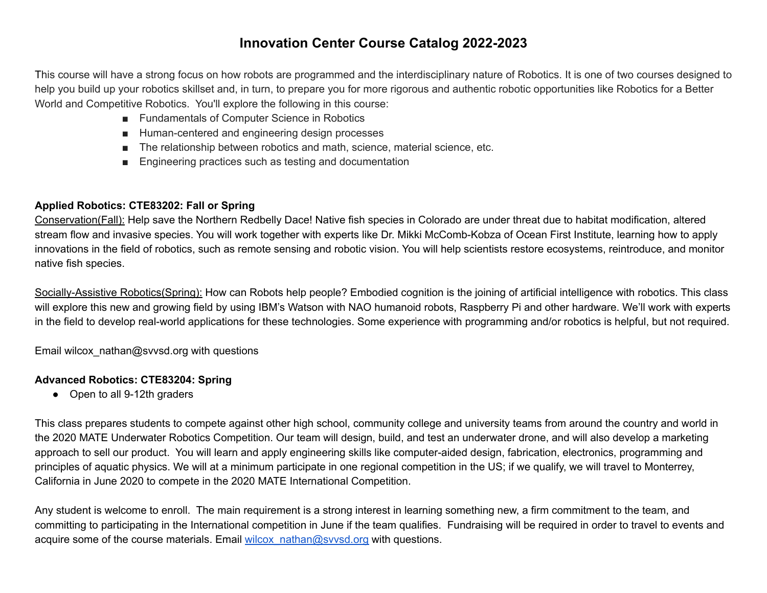# Innovation Center Course Catalog 2022-2023

This course will have a strong focus on how robots are programmed and the interdisciplinary nature of Robotics. It is one of two courses designed to help you build up your robotics skillset and, in turn, to prepare you for more rigorous and authentic robotic opportunities like Robotics for a Better World and Competitive Robotics. You'll explore the following in this course:

- Fundamentals of Computer Science in Robotics
- Human-centered and engineering design processes
- The relationship between robotics and math, science, material science, etc.
- Engineering practices such as testing and documentation

**Applied Robotics: CTE83202: Fall or Spring**

Conservation(Fall): Help save the Northern Redbelly Dace! Native fish species in Colorado are under threat due to habitat modification, altered stream flow and invasive species. You will work together with experts like Dr. Mikki McComb-Kobza of Ocean First Institute, learning how to apply innovations in the field of robotics, such as remote sensing and robotic vision. You will help scientists restore ecosystems, reintroduce, and monitor native fish species.

Socially-Assistive Robotics(Spring): How can Robots help people? Embodied cognition is the joining of artificial intelligence with robotics. This class will explore this new and growing field by using IBM's Watson with NAO humanoid robots, Raspberry Pi and other hardware. We'll work with experts in the field to develop real-world applications for these technologies. Some experience with programming and/or robotics is helpful, but not required.

Email wilcox_nathan@svvsd.org with questions

**Advanced Robotics: CTE83204: Spring**

- Open to all 9-12th graders

This class prepares students to compete against other high school, community college and university teams from around the country and world in the 2020 MATE Underwater Robotics Competition. Our team will design, build, and test an underwater drone, and will also develop a marketing approach to sell our product. You will learn and apply engineering skills like computer-aided design, fabrication, electronics, programming and principles of aquatic physics. We will at a minimum participate in one regional competition in the US; if we qualify, we will travel to Monterrey, California in June 2020 to compete in the 2020 MATE International Competition.

Any student is welcome to enroll. The main requirement is a strong interest in learning something new, a firm commitment to the team, and committing to participating in the International competition in June if the team qualifies. Fundraising will be required in order to travel to events and acquire some of the course materials. Email [wilcox_nathan@svvsd.org](mailto:wilcox_nathan@svvsd.org) with questions.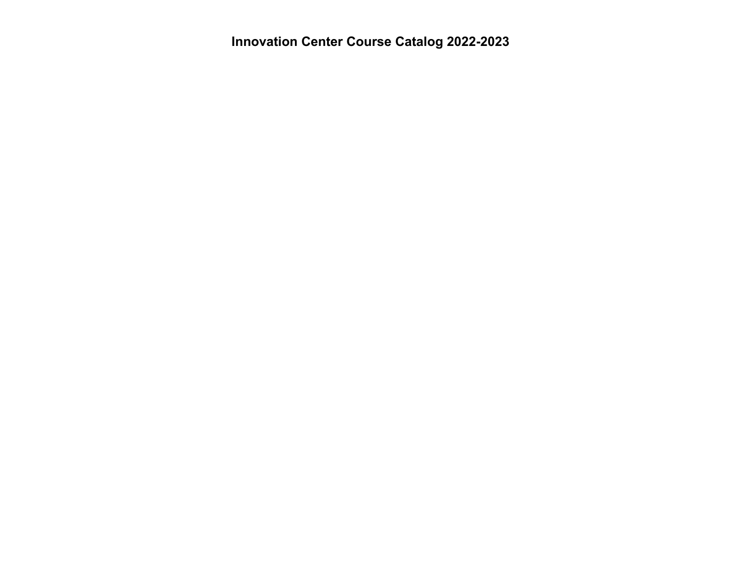# Innovation Center Course Catalog 2022-2023